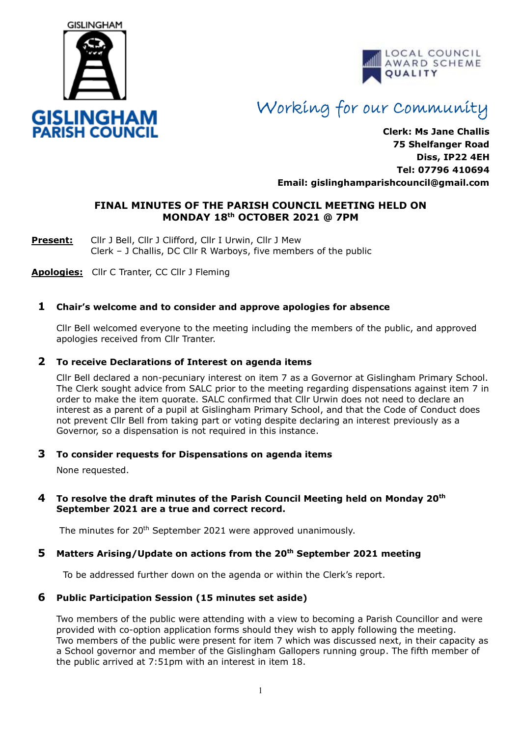GISLINGHAM

**GISLINGHAM PARISH COUNCIL**

LOCAL COUNCIL AWARD SCHEME QUALITY

*Working for our Community*

**Clerk: Ms Jane Challis**
**75 Shelfanger Road**
**Diss, IP22 4EH**
**Tel: 07796 410694**
**Email: gislinghamparishcouncil@gmail.com**

## FINAL MINUTES OF THE PARISH COUNCIL MEETING HELD ON MONDAY 18th OCTOBER 2021 @ 7PM

**Present:** Cllr J Bell, Cllr J Clifford, Cllr I Urwin, Cllr J Mew
Clerk – J Challis, DC Cllr R Warboys, five members of the public

**Apologies:** Cllr C Tranter, CC Cllr J Fleming

### 1 Chair's welcome and to consider and approve apologies for absence

Cllr Bell welcomed everyone to the meeting including the members of the public, and approved apologies received from Cllr Tranter.

### 2 To receive Declarations of Interest on agenda items

Cllr Bell declared a non-pecuniary interest on item 7 as a Governor at Gislingham Primary School. The Clerk sought advice from SALC prior to the meeting regarding dispensations against item 7 in order to make the item quorate. SALC confirmed that Cllr Urwin does not need to declare an interest as a parent of a pupil at Gislingham Primary School, and that the Code of Conduct does not prevent Cllr Bell from taking part or voting despite declaring an interest previously as a Governor, so a dispensation is not required in this instance.

### 3 To consider requests for Dispensations on agenda items

None requested.

### 4 To resolve the draft minutes of the Parish Council Meeting held on Monday 20th September 2021 are a true and correct record.

The minutes for 20th September 2021 were approved unanimously.

### 5 Matters Arising/Update on actions from the 20th September 2021 meeting

To be addressed further down on the agenda or within the Clerk's report.

### 6 Public Participation Session (15 minutes set aside)

Two members of the public were attending with a view to becoming a Parish Councillor and were provided with co-option application forms should they wish to apply following the meeting.
Two members of the public were present for item 7 which was discussed next, in their capacity as a School governor and member of the Gislingham Gallopers running group. The fifth member of the public arrived at 7:51pm with an interest in item 18.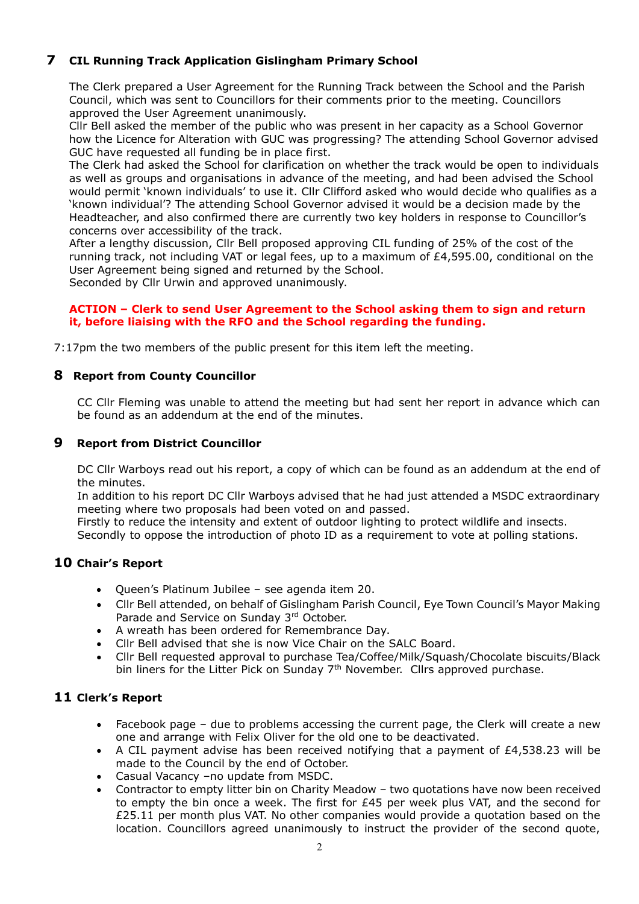## 7 CIL Running Track Application Gislingham Primary School

The Clerk prepared a User Agreement for the Running Track between the School and the Parish Council, which was sent to Councillors for their comments prior to the meeting. Councillors approved the User Agreement unanimously.
Cllr Bell asked the member of the public who was present in her capacity as a School Governor how the Licence for Alteration with GUC was progressing? The attending School Governor advised GUC have requested all funding be in place first.
The Clerk had asked the School for clarification on whether the track would be open to individuals as well as groups and organisations in advance of the meeting, and had been advised the School would permit 'known individuals' to use it. Cllr Clifford asked who would decide who qualifies as a 'known individual'? The attending School Governor advised it would be a decision made by the Headteacher, and also confirmed there are currently two key holders in response to Councillor's concerns over accessibility of the track.
After a lengthy discussion, Cllr Bell proposed approving CIL funding of 25% of the cost of the running track, not including VAT or legal fees, up to a maximum of £4,595.00, conditional on the User Agreement being signed and returned by the School.
Seconded by Cllr Urwin and approved unanimously.

**ACTION – Clerk to send User Agreement to the School asking them to sign and return it, before liaising with the RFO and the School regarding the funding.**

7:17pm the two members of the public present for this item left the meeting.

## 8 Report from County Councillor

CC Cllr Fleming was unable to attend the meeting but had sent her report in advance which can be found as an addendum at the end of the minutes.

## 9 Report from District Councillor

DC Cllr Warboys read out his report, a copy of which can be found as an addendum at the end of the minutes.
In addition to his report DC Cllr Warboys advised that he had just attended a MSDC extraordinary meeting where two proposals had been voted on and passed.
Firstly to reduce the intensity and extent of outdoor lighting to protect wildlife and insects.
Secondly to oppose the introduction of photo ID as a requirement to vote at polling stations.

## 10 Chair's Report

- Queen's Platinum Jubilee – see agenda item 20.
- Cllr Bell attended, on behalf of Gislingham Parish Council, Eye Town Council's Mayor Making Parade and Service on Sunday 3rd October.
- A wreath has been ordered for Remembrance Day.
- Cllr Bell advised that she is now Vice Chair on the SALC Board.
- Cllr Bell requested approval to purchase Tea/Coffee/Milk/Squash/Chocolate biscuits/Black bin liners for the Litter Pick on Sunday 7th November. Cllrs approved purchase.

## 11 Clerk's Report

- Facebook page – due to problems accessing the current page, the Clerk will create a new one and arrange with Felix Oliver for the old one to be deactivated.
- A CIL payment advise has been received notifying that a payment of £4,538.23 will be made to the Council by the end of October.
- Casual Vacancy –no update from MSDC.
- Contractor to empty litter bin on Charity Meadow – two quotations have now been received to empty the bin once a week. The first for £45 per week plus VAT, and the second for £25.11 per month plus VAT. No other companies would provide a quotation based on the location. Councillors agreed unanimously to instruct the provider of the second quote,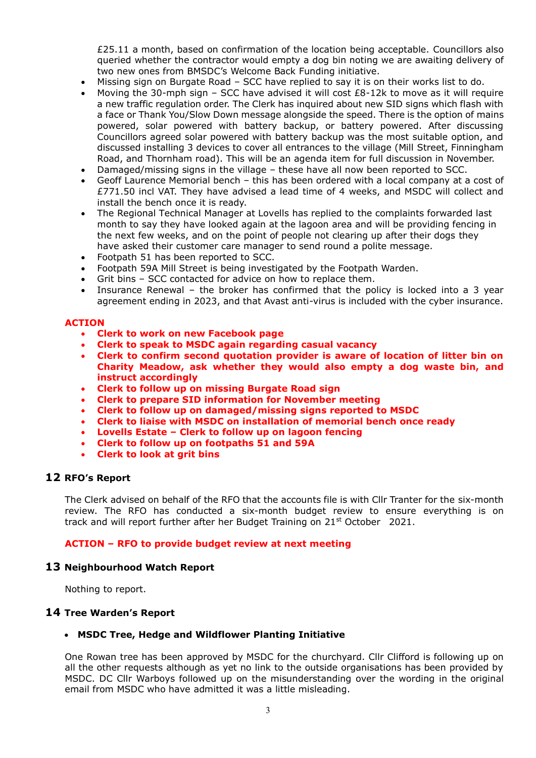£25.11 a month, based on confirmation of the location being acceptable. Councillors also queried whether the contractor would empty a dog bin noting we are awaiting delivery of two new ones from BMSDC's Welcome Back Funding initiative.

- Missing sign on Burgate Road – SCC have replied to say it is on their works list to do.
- Moving the 30-mph sign – SCC have advised it will cost £8-12k to move as it will require a new traffic regulation order. The Clerk has inquired about new SID signs which flash with a face or Thank You/Slow Down message alongside the speed. There is the option of mains powered, solar powered with battery backup, or battery powered. After discussing Councillors agreed solar powered with battery backup was the most suitable option, and discussed installing 3 devices to cover all entrances to the village (Mill Street, Finningham Road, and Thornham road). This will be an agenda item for full discussion in November.
- Damaged/missing signs in the village – these have all now been reported to SCC.
- Geoff Laurence Memorial bench – this has been ordered with a local company at a cost of £771.50 incl VAT. They have advised a lead time of 4 weeks, and MSDC will collect and install the bench once it is ready.
- The Regional Technical Manager at Lovells has replied to the complaints forwarded last month to say they have looked again at the lagoon area and will be providing fencing in the next few weeks, and on the point of people not clearing up after their dogs they have asked their customer care manager to send round a polite message.
- Footpath 51 has been reported to SCC.
- Footpath 59A Mill Street is being investigated by the Footpath Warden.
- Grit bins – SCC contacted for advice on how to replace them.
- Insurance Renewal – the broker has confirmed that the policy is locked into a 3 year agreement ending in 2023, and that Avast anti-virus is included with the cyber insurance.

**ACTION**

- **Clerk to work on new Facebook page**
- **Clerk to speak to MSDC again regarding casual vacancy**
- **Clerk to confirm second quotation provider is aware of location of litter bin on Charity Meadow, ask whether they would also empty a dog waste bin, and instruct accordingly**
- **Clerk to follow up on missing Burgate Road sign**
- **Clerk to prepare SID information for November meeting**
- **Clerk to follow up on damaged/missing signs reported to MSDC**
- **Clerk to liaise with MSDC on installation of memorial bench once ready**
- **Lovells Estate – Clerk to follow up on lagoon fencing**
- **Clerk to follow up on footpaths 51 and 59A**
- **Clerk to look at grit bins**

## 12 RFO's Report

The Clerk advised on behalf of the RFO that the accounts file is with Cllr Tranter for the six-month review. The RFO has conducted a six-month budget review to ensure everything is on track and will report further after her Budget Training on 21st October 2021.

**ACTION – RFO to provide budget review at next meeting**

## 13 Neighbourhood Watch Report

Nothing to report.

## 14 Tree Warden's Report

- **MSDC Tree, Hedge and Wildflower Planting Initiative**

One Rowan tree has been approved by MSDC for the churchyard. Cllr Clifford is following up on all the other requests although as yet no link to the outside organisations has been provided by MSDC. DC Cllr Warboys followed up on the misunderstanding over the wording in the original email from MSDC who have admitted it was a little misleading.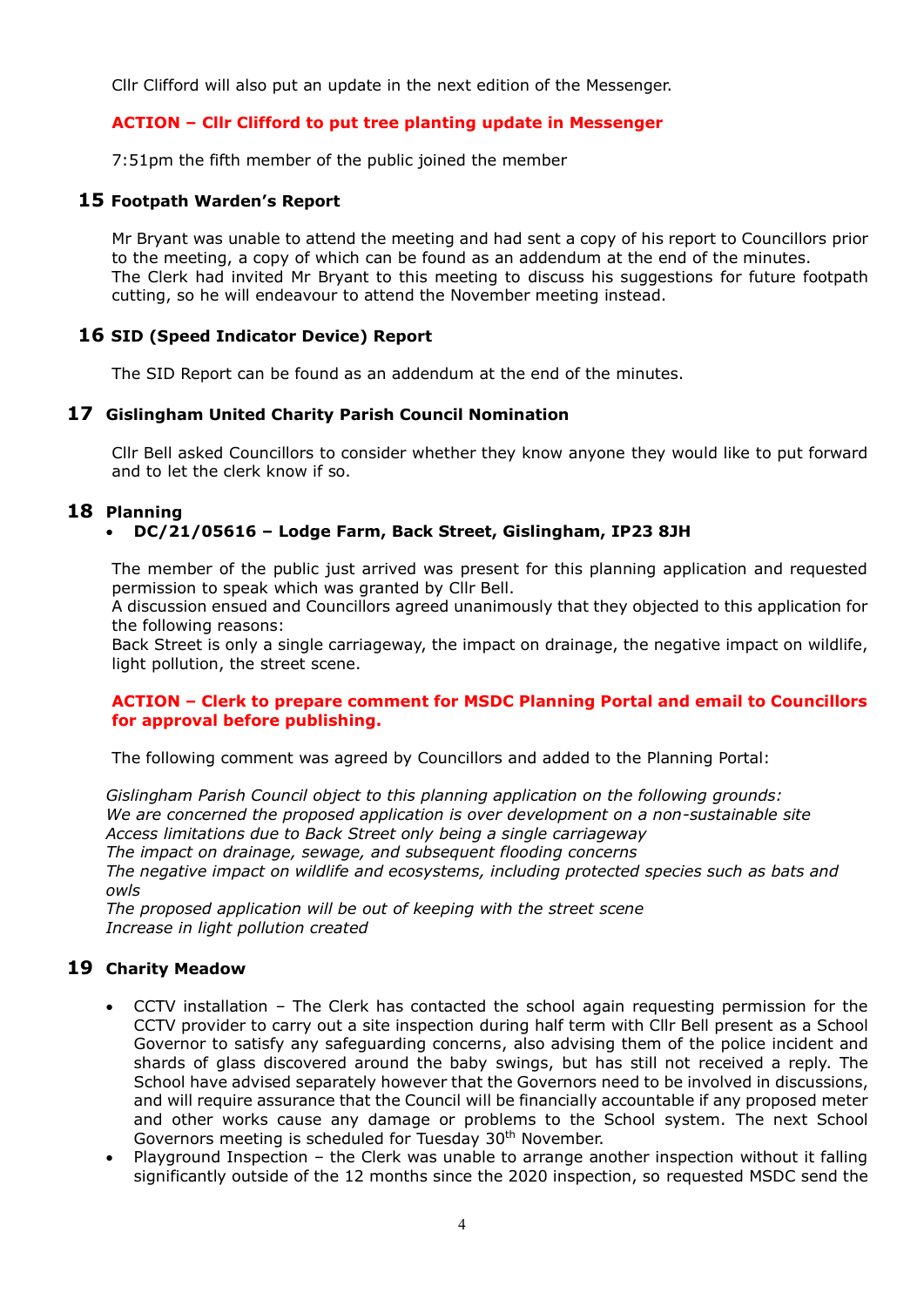Cllr Clifford will also put an update in the next edition of the Messenger.

**ACTION – Cllr Clifford to put tree planting update in Messenger**

7:51pm the fifth member of the public joined the member

## 15 Footpath Warden's Report

Mr Bryant was unable to attend the meeting and had sent a copy of his report to Councillors prior to the meeting, a copy of which can be found as an addendum at the end of the minutes.
The Clerk had invited Mr Bryant to this meeting to discuss his suggestions for future footpath cutting, so he will endeavour to attend the November meeting instead.

## 16 SID (Speed Indicator Device) Report

The SID Report can be found as an addendum at the end of the minutes.

## 17 Gislingham United Charity Parish Council Nomination

Cllr Bell asked Councillors to consider whether they know anyone they would like to put forward and to let the clerk know if so.

## 18 Planning

- **DC/21/05616 – Lodge Farm, Back Street, Gislingham, IP23 8JH**

The member of the public just arrived was present for this planning application and requested permission to speak which was granted by Cllr Bell.
A discussion ensued and Councillors agreed unanimously that they objected to this application for the following reasons:
Back Street is only a single carriageway, the impact on drainage, the negative impact on wildlife, light pollution, the street scene.

**ACTION – Clerk to prepare comment for MSDC Planning Portal and email to Councillors for approval before publishing.**

The following comment was agreed by Councillors and added to the Planning Portal:

*Gislingham Parish Council object to this planning application on the following grounds:*
*We are concerned the proposed application is over development on a non-sustainable site*
*Access limitations due to Back Street only being a single carriageway*
*The impact on drainage, sewage, and subsequent flooding concerns*
*The negative impact on wildlife and ecosystems, including protected species such as bats and owls*
*The proposed application will be out of keeping with the street scene*
*Increase in light pollution created*

## 19 Charity Meadow

- CCTV installation – The Clerk has contacted the school again requesting permission for the CCTV provider to carry out a site inspection during half term with Cllr Bell present as a School Governor to satisfy any safeguarding concerns, also advising them of the police incident and shards of glass discovered around the baby swings, but has still not received a reply. The School have advised separately however that the Governors need to be involved in discussions, and will require assurance that the Council will be financially accountable if any proposed meter and other works cause any damage or problems to the School system. The next School Governors meeting is scheduled for Tuesday 30th November.
- Playground Inspection – the Clerk was unable to arrange another inspection without it falling significantly outside of the 12 months since the 2020 inspection, so requested MSDC send the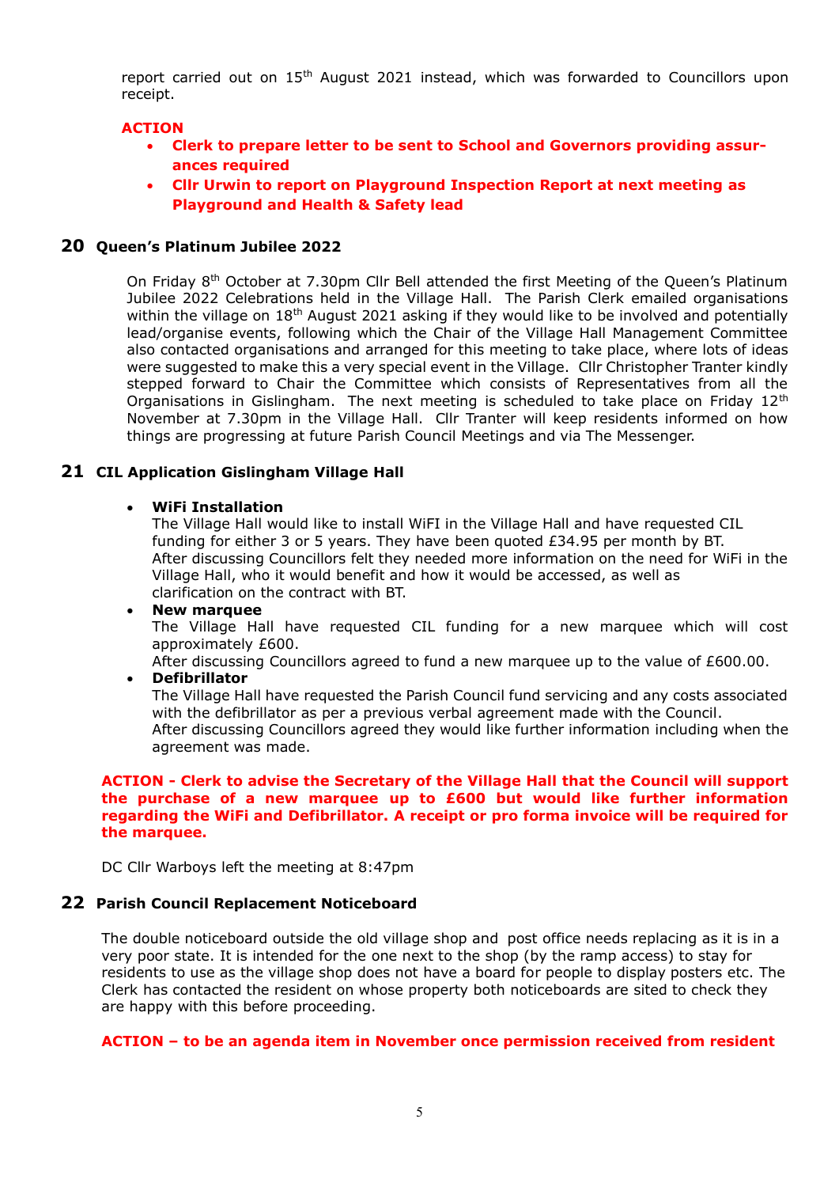report carried out on 15th August 2021 instead, which was forwarded to Councillors upon receipt.

**ACTION**

- **Clerk to prepare letter to be sent to School and Governors providing assurances required**
- **Cllr Urwin to report on Playground Inspection Report at next meeting as Playground and Health & Safety lead**

## 20 Queen's Platinum Jubilee 2022

On Friday 8th October at 7.30pm Cllr Bell attended the first Meeting of the Queen's Platinum Jubilee 2022 Celebrations held in the Village Hall. The Parish Clerk emailed organisations within the village on 18th August 2021 asking if they would like to be involved and potentially lead/organise events, following which the Chair of the Village Hall Management Committee also contacted organisations and arranged for this meeting to take place, where lots of ideas were suggested to make this a very special event in the Village. Cllr Christopher Tranter kindly stepped forward to Chair the Committee which consists of Representatives from all the Organisations in Gislingham. The next meeting is scheduled to take place on Friday 12th November at 7.30pm in the Village Hall. Cllr Tranter will keep residents informed on how things are progressing at future Parish Council Meetings and via The Messenger.

## 21 CIL Application Gislingham Village Hall

- **WiFi Installation**
  The Village Hall would like to install WiFI in the Village Hall and have requested CIL funding for either 3 or 5 years. They have been quoted £34.95 per month by BT.
  After discussing Councillors felt they needed more information on the need for WiFi in the Village Hall, who it would benefit and how it would be accessed, as well as clarification on the contract with BT.
- **New marquee**
  The Village Hall have requested CIL funding for a new marquee which will cost approximately £600.
  After discussing Councillors agreed to fund a new marquee up to the value of £600.00.
- **Defibrillator**
  The Village Hall have requested the Parish Council fund servicing and any costs associated with the defibrillator as per a previous verbal agreement made with the Council.
  After discussing Councillors agreed they would like further information including when the agreement was made.

**ACTION - Clerk to advise the Secretary of the Village Hall that the Council will support the purchase of a new marquee up to £600 but would like further information regarding the WiFi and Defibrillator. A receipt or pro forma invoice will be required for the marquee.**

DC Cllr Warboys left the meeting at 8:47pm

## 22 Parish Council Replacement Noticeboard

The double noticeboard outside the old village shop and post office needs replacing as it is in a very poor state. It is intended for the one next to the shop (by the ramp access) to stay for residents to use as the village shop does not have a board for people to display posters etc. The Clerk has contacted the resident on whose property both noticeboards are sited to check they are happy with this before proceeding.

**ACTION – to be an agenda item in November once permission received from resident**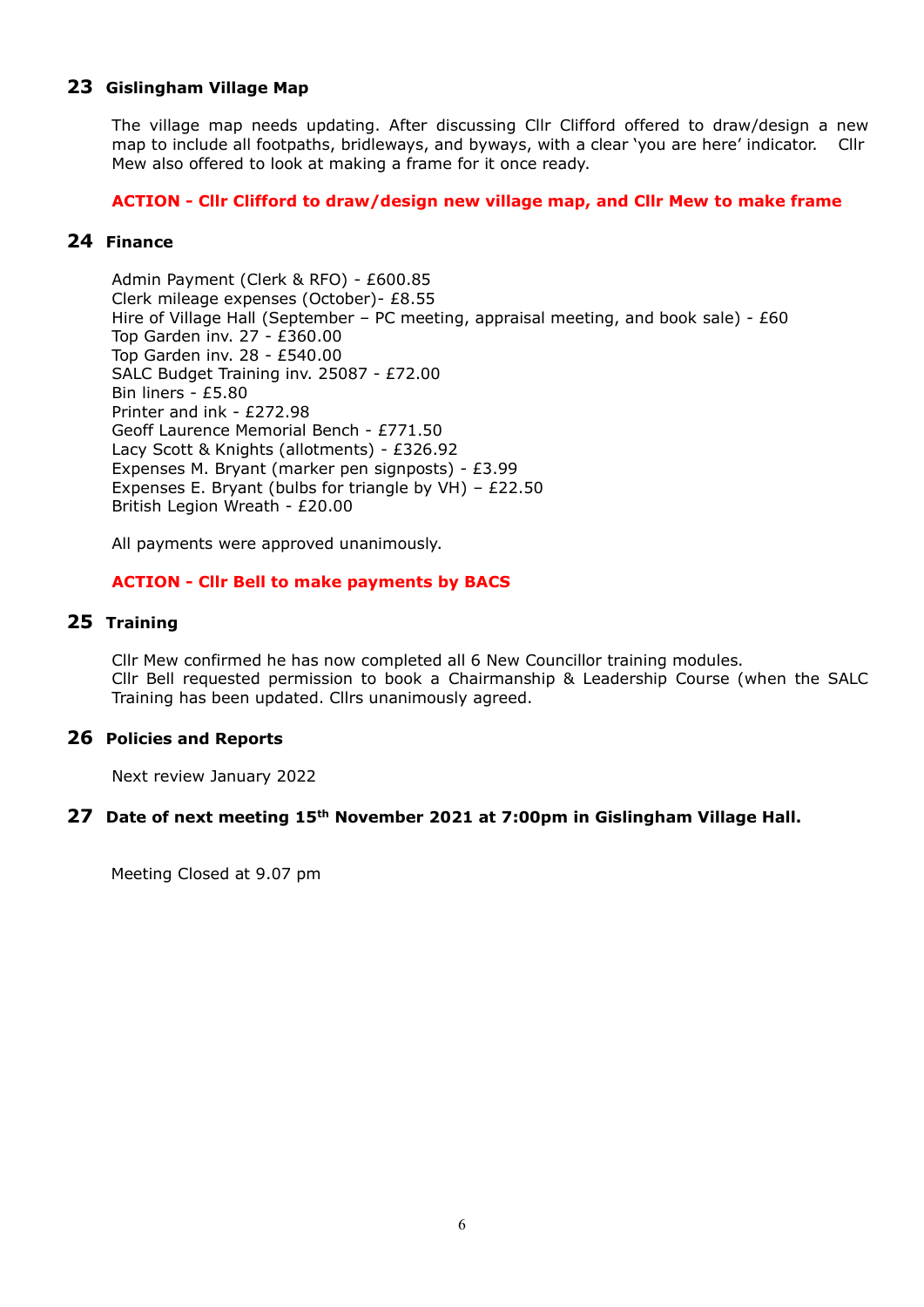## 23 Gislingham Village Map

The village map needs updating. After discussing Cllr Clifford offered to draw/design a new map to include all footpaths, bridleways, and byways, with a clear 'you are here' indicator. Cllr Mew also offered to look at making a frame for it once ready.

**ACTION - Cllr Clifford to draw/design new village map, and Cllr Mew to make frame**

## 24 Finance

Admin Payment (Clerk & RFO) - £600.85
Clerk mileage expenses (October)- £8.55
Hire of Village Hall (September – PC meeting, appraisal meeting, and book sale) - £60
Top Garden inv. 27 - £360.00
Top Garden inv. 28 - £540.00
SALC Budget Training inv. 25087 - £72.00
Bin liners - £5.80
Printer and ink - £272.98
Geoff Laurence Memorial Bench - £771.50
Lacy Scott & Knights (allotments) - £326.92
Expenses M. Bryant (marker pen signposts) - £3.99
Expenses E. Bryant (bulbs for triangle by VH) – £22.50
British Legion Wreath - £20.00

All payments were approved unanimously.

**ACTION - Cllr Bell to make payments by BACS**

## 25 Training

Cllr Mew confirmed he has now completed all 6 New Councillor training modules.
Cllr Bell requested permission to book a Chairmanship & Leadership Course (when the SALC Training has been updated. Cllrs unanimously agreed.

## 26 Policies and Reports

Next review January 2022

## 27 Date of next meeting 15th November 2021 at 7:00pm in Gislingham Village Hall.

Meeting Closed at 9.07 pm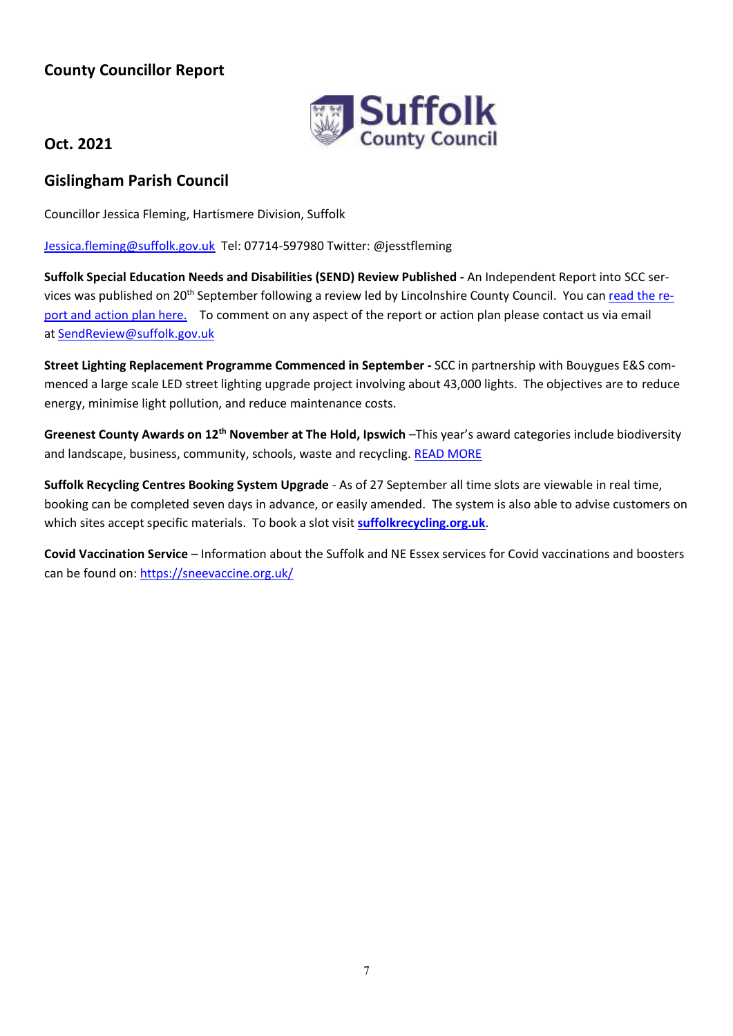## County Councillor Report

## Oct. 2021

## Gislingham Parish Council

Councillor Jessica Fleming, Hartismere Division, Suffolk

Jessica.fleming@suffolk.gov.uk Tel: 07714-597980 Twitter: @jesstfleming

**Suffolk Special Education Needs and Disabilities (SEND) Review Published -** An Independent Report into SCC services was published on 20th September following a review led by Lincolnshire County Council. You can read the report and action plan here. To comment on any aspect of the report or action plan please contact us via email at SendReview@suffolk.gov.uk

**Street Lighting Replacement Programme Commenced in September -** SCC in partnership with Bouygues E&S commenced a large scale LED street lighting upgrade project involving about 43,000 lights. The objectives are to reduce energy, minimise light pollution, and reduce maintenance costs.

**Greenest County Awards on 12th November at The Hold, Ipswich** –This year's award categories include biodiversity and landscape, business, community, schools, waste and recycling. READ MORE

**Suffolk Recycling Centres Booking System Upgrade** - As of 27 September all time slots are viewable in real time, booking can be completed seven days in advance, or easily amended. The system is also able to advise customers on which sites accept specific materials. To book a slot visit **suffolkrecycling.org.uk**.

**Covid Vaccination Service** – Information about the Suffolk and NE Essex services for Covid vaccinations and boosters can be found on: https://sneevaccine.org.uk/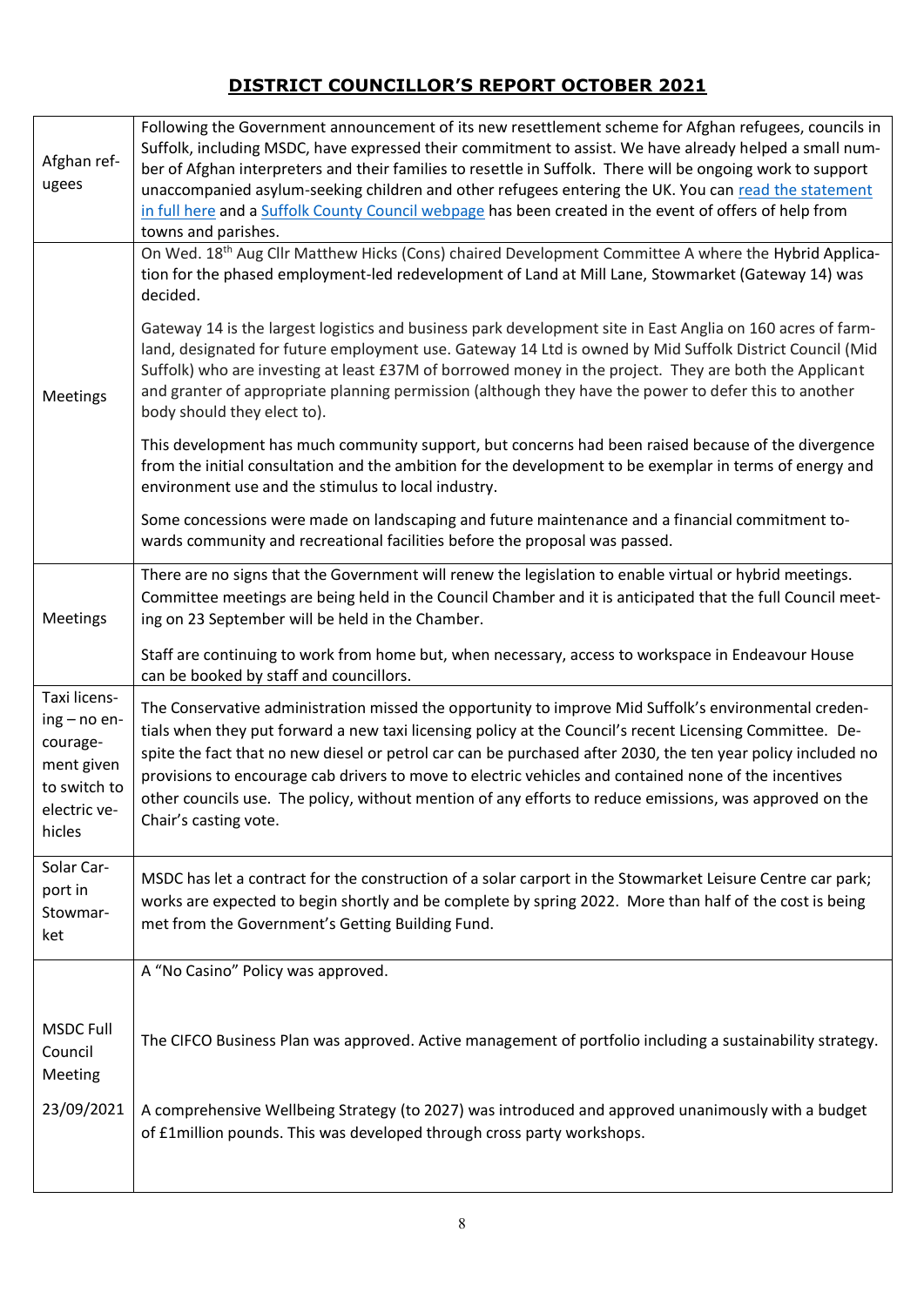# DISTRICT COUNCILLOR'S REPORT OCTOBER 2021

| | |
|---|---|
| Afghan refugees | Following the Government announcement of its new resettlement scheme for Afghan refugees, councils in Suffolk, including MSDC, have expressed their commitment to assist. We have already helped a small number of Afghan interpreters and their families to resettle in Suffolk. There will be ongoing work to support unaccompanied asylum-seeking children and other refugees entering the UK. You can read the statement in full here and a Suffolk County Council webpage has been created in the event of offers of help from towns and parishes. |
| Meetings | On Wed. 18th Aug Cllr Matthew Hicks (Cons) chaired Development Committee A where the Hybrid Application for the phased employment-led redevelopment of Land at Mill Lane, Stowmarket (Gateway 14) was decided.<br><br>Gateway 14 is the largest logistics and business park development site in East Anglia on 160 acres of farmland, designated for future employment use. Gateway 14 Ltd is owned by Mid Suffolk District Council (Mid Suffolk) who are investing at least £37M of borrowed money in the project. They are both the Applicant and granter of appropriate planning permission (although they have the power to defer this to another body should they elect to).<br><br>This development has much community support, but concerns had been raised because of the divergence from the initial consultation and the ambition for the development to be exemplar in terms of energy and environment use and the stimulus to local industry.<br><br>Some concessions were made on landscaping and future maintenance and a financial commitment towards community and recreational facilities before the proposal was passed. |
| Meetings | There are no signs that the Government will renew the legislation to enable virtual or hybrid meetings. Committee meetings are being held in the Council Chamber and it is anticipated that the full Council meeting on 23 September will be held in the Chamber.<br><br>Staff are continuing to work from home but, when necessary, access to workspace in Endeavour House can be booked by staff and councillors. |
| Taxi licensing – no encouragement given to switch to electric vehicles | The Conservative administration missed the opportunity to improve Mid Suffolk's environmental credentials when they put forward a new taxi licensing policy at the Council's recent Licensing Committee. Despite the fact that no new diesel or petrol car can be purchased after 2030, the ten year policy included no provisions to encourage cab drivers to move to electric vehicles and contained none of the incentives other councils use. The policy, without mention of any efforts to reduce emissions, was approved on the Chair's casting vote. |
| Solar Carport in Stowmarket | MSDC has let a contract for the construction of a solar carport in the Stowmarket Leisure Centre car park; works are expected to begin shortly and be complete by spring 2022. More than half of the cost is being met from the Government's Getting Building Fund. |
| MSDC Full Council Meeting<br><br>23/09/2021 | A "No Casino" Policy was approved.<br><br>The CIFCO Business Plan was approved. Active management of portfolio including a sustainability strategy.<br><br>A comprehensive Wellbeing Strategy (to 2027) was introduced and approved unanimously with a budget of £1million pounds. This was developed through cross party workshops. |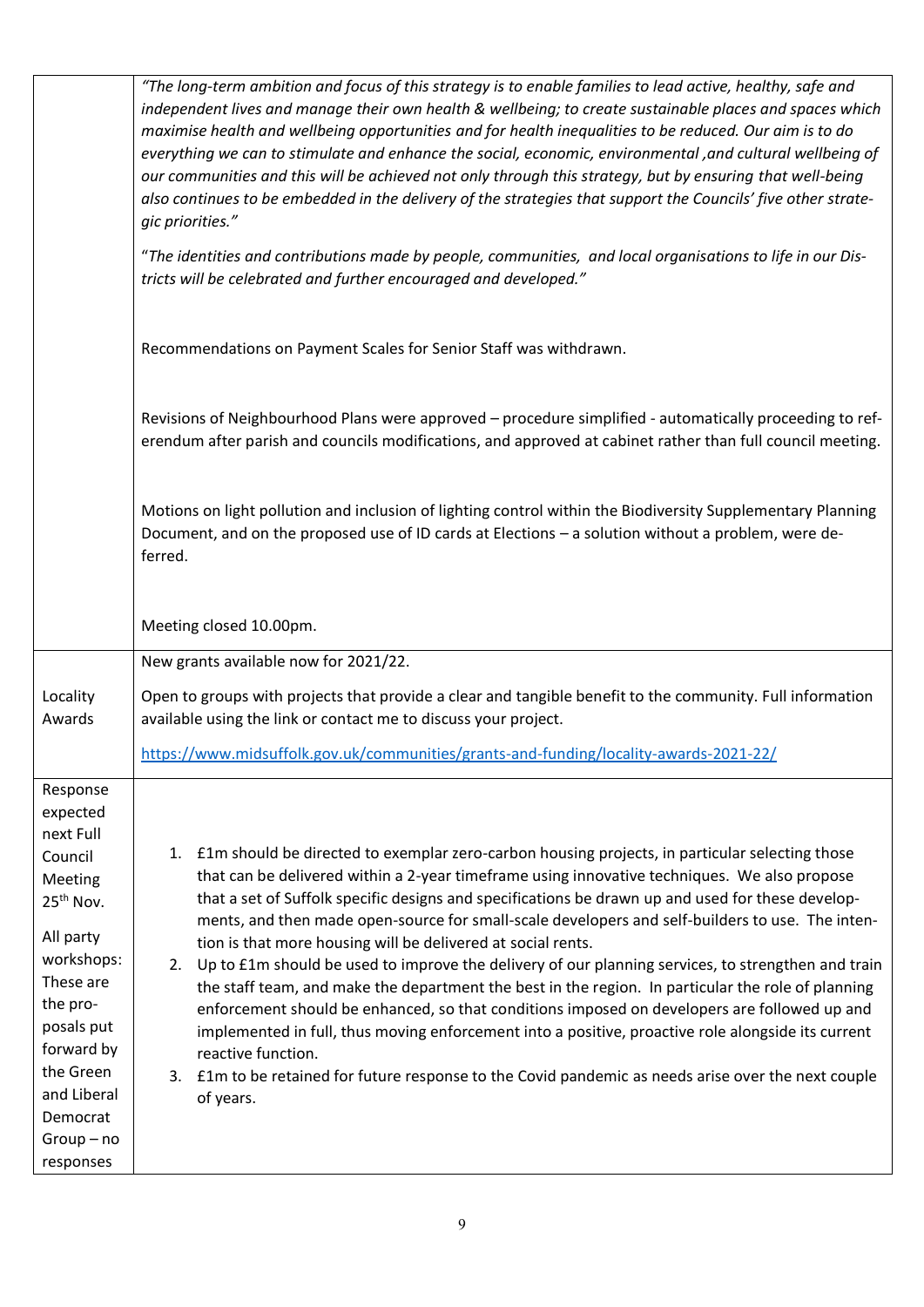| | |
|---|---|
| | *"The long-term ambition and focus of this strategy is to enable families to lead active, healthy, safe and independent lives and manage their own health & wellbeing; to create sustainable places and spaces which maximise health and wellbeing opportunities and for health inequalities to be reduced. Our aim is to do everything we can to stimulate and enhance the social, economic, environmental ,and cultural wellbeing of our communities and this will be achieved not only through this strategy, but by ensuring that well-being also continues to be embedded in the delivery of the strategies that support the Councils' five other strategic priorities."*<br><br>"*The identities and contributions made by people, communities, and local organisations to life in our Districts will be celebrated and further encouraged and developed.*"<br><br>Recommendations on Payment Scales for Senior Staff was withdrawn.<br><br>Revisions of Neighbourhood Plans were approved – procedure simplified - automatically proceeding to referendum after parish and councils modifications, and approved at cabinet rather than full council meeting.<br><br>Motions on light pollution and inclusion of lighting control within the Biodiversity Supplementary Planning Document, and on the proposed use of ID cards at Elections – a solution without a problem, were deferred.<br><br>Meeting closed 10.00pm. |
| Locality Awards | New grants available now for 2021/22.<br><br>Open to groups with projects that provide a clear and tangible benefit to the community. Full information available using the link or contact me to discuss your project.<br><br>https://www.midsuffolk.gov.uk/communities/grants-and-funding/locality-awards-2021-22/ |
| Response expected next Full Council Meeting 25th Nov.<br><br>All party workshops: These are the proposals put forward by the Green and Liberal Democrat Group – no responses | 1. £1m should be directed to exemplar zero-carbon housing projects, in particular selecting those that can be delivered within a 2-year timeframe using innovative techniques. We also propose that a set of Suffolk specific designs and specifications be drawn up and used for these developments, and then made open-source for small-scale developers and self-builders to use. The intention is that more housing will be delivered at social rents.<br>2. Up to £1m should be used to improve the delivery of our planning services, to strengthen and train the staff team, and make the department the best in the region. In particular the role of planning enforcement should be enhanced, so that conditions imposed on developers are followed up and implemented in full, thus moving enforcement into a positive, proactive role alongside its current reactive function.<br>3. £1m to be retained for future response to the Covid pandemic as needs arise over the next couple of years. |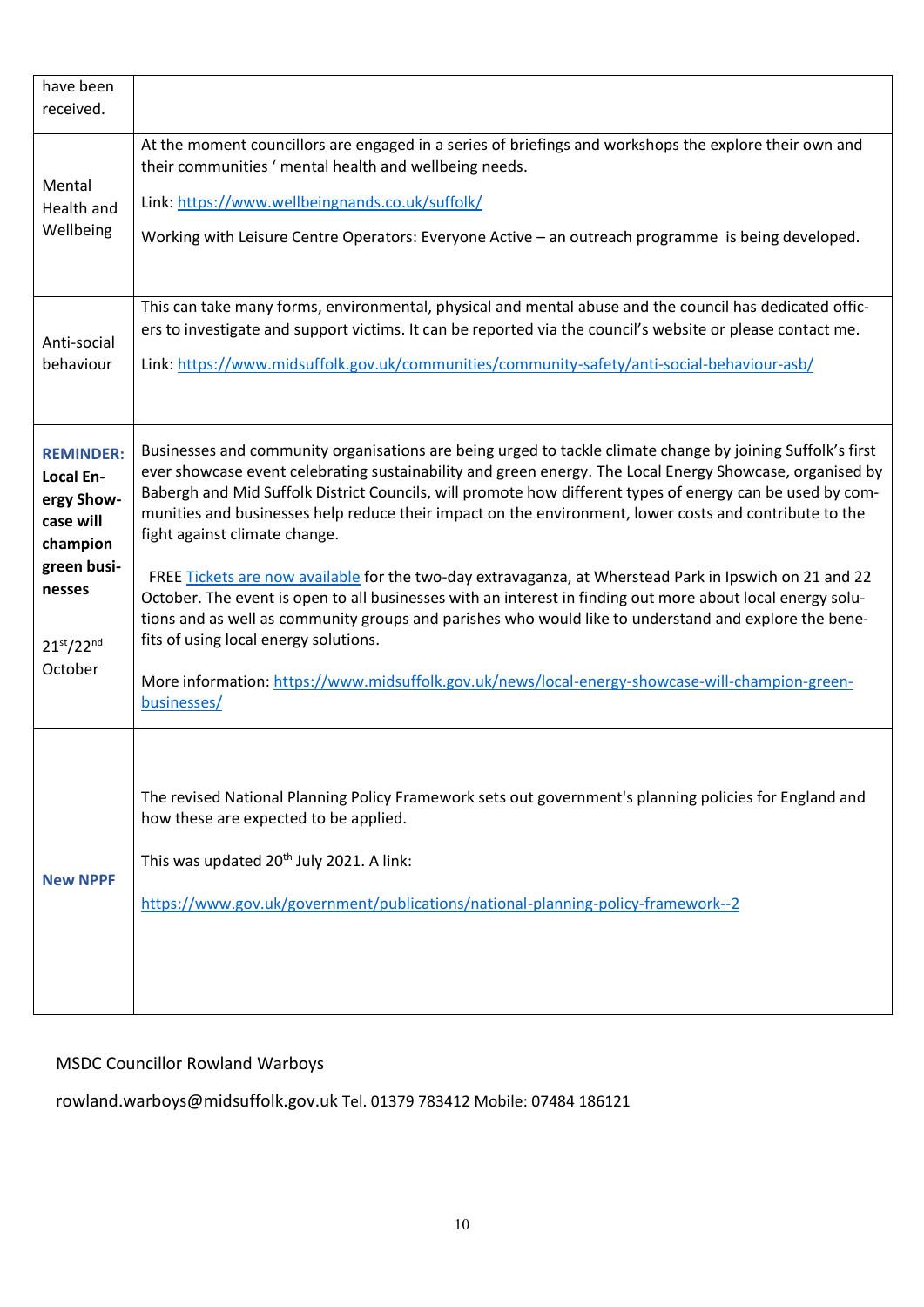| have been received. | |
|---|---|
| Mental Health and Wellbeing | At the moment councillors are engaged in a series of briefings and workshops the explore their own and their communities ' mental health and wellbeing needs.<br><br>Link: https://www.wellbeingnands.co.uk/suffolk/<br><br>Working with Leisure Centre Operators: Everyone Active – an outreach programme is being developed. |
| Anti-social behaviour | This can take many forms, environmental, physical and mental abuse and the council has dedicated officers to investigate and support victims. It can be reported via the council's website or please contact me.<br><br>Link: https://www.midsuffolk.gov.uk/communities/community-safety/anti-social-behaviour-asb/ |
| **REMINDER: Local Energy Showcase will champion green businesses**<br><br>21st/22nd October | Businesses and community organisations are being urged to tackle climate change by joining Suffolk's first ever showcase event celebrating sustainability and green energy. The Local Energy Showcase, organised by Babergh and Mid Suffolk District Councils, will promote how different types of energy can be used by communities and businesses help reduce their impact on the environment, lower costs and contribute to the fight against climate change.<br><br>FREE Tickets are now available for the two-day extravaganza, at Wherstead Park in Ipswich on 21 and 22 October. The event is open to all businesses with an interest in finding out more about local energy solutions and as well as community groups and parishes who would like to understand and explore the benefits of using local energy solutions.<br><br>More information: https://www.midsuffolk.gov.uk/news/local-energy-showcase-will-champion-green-businesses/ |
| **New NPPF** | The revised National Planning Policy Framework sets out government's planning policies for England and how these are expected to be applied.<br><br>This was updated 20th July 2021. A link:<br><br>https://www.gov.uk/government/publications/national-planning-policy-framework--2 |

MSDC Councillor Rowland Warboys

rowland.warboys@midsuffolk.gov.uk Tel. 01379 783412 Mobile: 07484 186121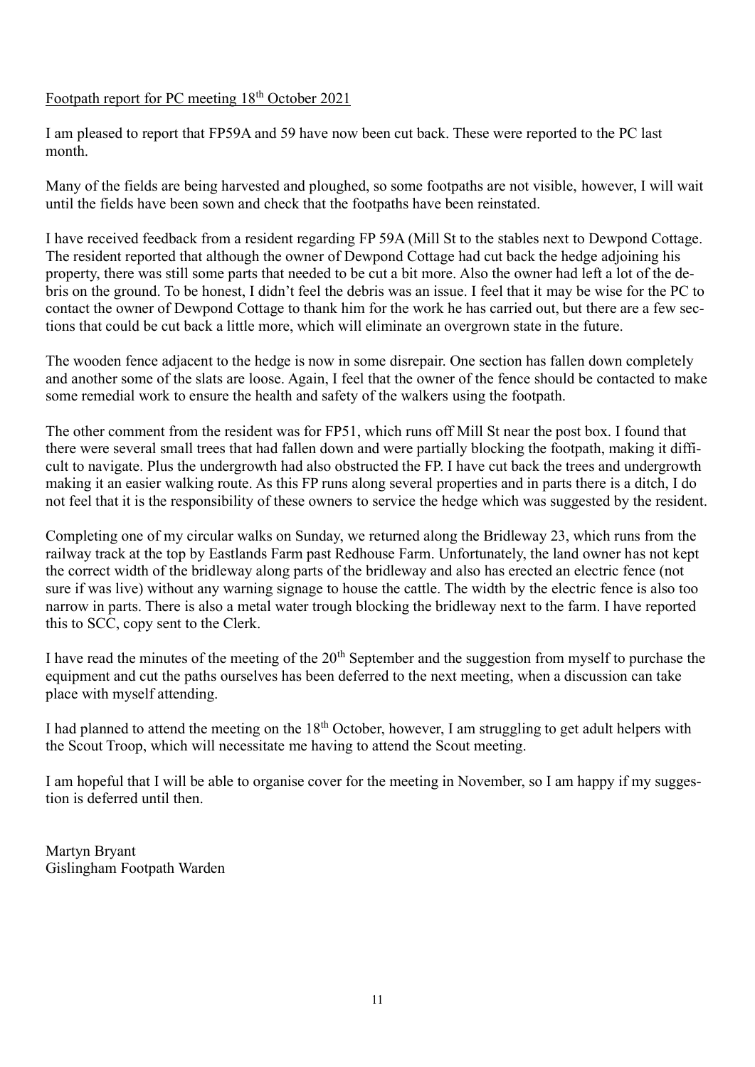Footpath report for PC meeting 18th October 2021

I am pleased to report that FP59A and 59 have now been cut back. These were reported to the PC last month.

Many of the fields are being harvested and ploughed, so some footpaths are not visible, however, I will wait until the fields have been sown and check that the footpaths have been reinstated.

I have received feedback from a resident regarding FP 59A (Mill St to the stables next to Dewpond Cottage. The resident reported that although the owner of Dewpond Cottage had cut back the hedge adjoining his property, there was still some parts that needed to be cut a bit more. Also the owner had left a lot of the debris on the ground. To be honest, I didn't feel the debris was an issue. I feel that it may be wise for the PC to contact the owner of Dewpond Cottage to thank him for the work he has carried out, but there are a few sections that could be cut back a little more, which will eliminate an overgrown state in the future.

The wooden fence adjacent to the hedge is now in some disrepair. One section has fallen down completely and another some of the slats are loose. Again, I feel that the owner of the fence should be contacted to make some remedial work to ensure the health and safety of the walkers using the footpath.

The other comment from the resident was for FP51, which runs off Mill St near the post box. I found that there were several small trees that had fallen down and were partially blocking the footpath, making it difficult to navigate. Plus the undergrowth had also obstructed the FP. I have cut back the trees and undergrowth making it an easier walking route. As this FP runs along several properties and in parts there is a ditch, I do not feel that it is the responsibility of these owners to service the hedge which was suggested by the resident.

Completing one of my circular walks on Sunday, we returned along the Bridleway 23, which runs from the railway track at the top by Eastlands Farm past Redhouse Farm. Unfortunately, the land owner has not kept the correct width of the bridleway along parts of the bridleway and also has erected an electric fence (not sure if was live) without any warning signage to house the cattle. The width by the electric fence is also too narrow in parts. There is also a metal water trough blocking the bridleway next to the farm. I have reported this to SCC, copy sent to the Clerk.

I have read the minutes of the meeting of the 20th September and the suggestion from myself to purchase the equipment and cut the paths ourselves has been deferred to the next meeting, when a discussion can take place with myself attending.

I had planned to attend the meeting on the 18th October, however, I am struggling to get adult helpers with the Scout Troop, which will necessitate me having to attend the Scout meeting.

I am hopeful that I will be able to organise cover for the meeting in November, so I am happy if my suggestion is deferred until then.

Martyn Bryant
Gislingham Footpath Warden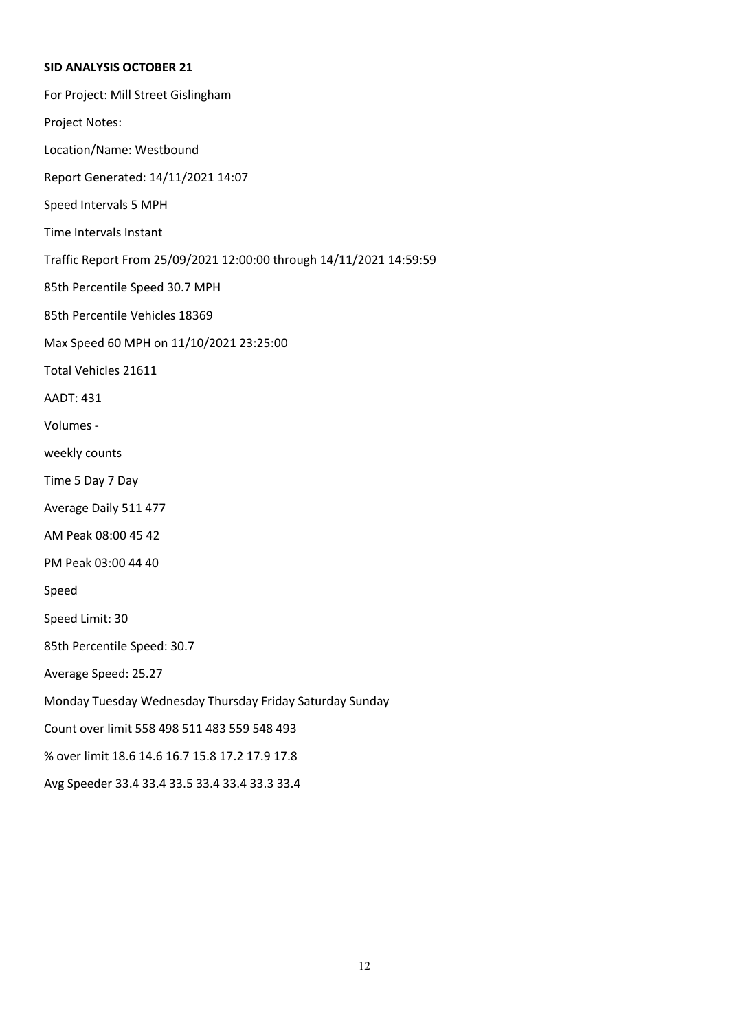**SID ANALYSIS OCTOBER 21**

For Project: Mill Street Gislingham

Project Notes:

Location/Name: Westbound

Report Generated: 14/11/2021 14:07

Speed Intervals 5 MPH

Time Intervals Instant

Traffic Report From 25/09/2021 12:00:00 through 14/11/2021 14:59:59

85th Percentile Speed 30.7 MPH

85th Percentile Vehicles 18369

Max Speed 60 MPH on 11/10/2021 23:25:00

Total Vehicles 21611

AADT: 431

Volumes -

weekly counts

Time 5 Day 7 Day

Average Daily 511 477

AM Peak 08:00 45 42

PM Peak 03:00 44 40

Speed

Speed Limit: 30

85th Percentile Speed: 30.7

Average Speed: 25.27

Monday Tuesday Wednesday Thursday Friday Saturday Sunday

Count over limit 558 498 511 483 559 548 493

% over limit 18.6 14.6 16.7 15.8 17.2 17.9 17.8

Avg Speeder 33.4 33.4 33.5 33.4 33.4 33.3 33.4